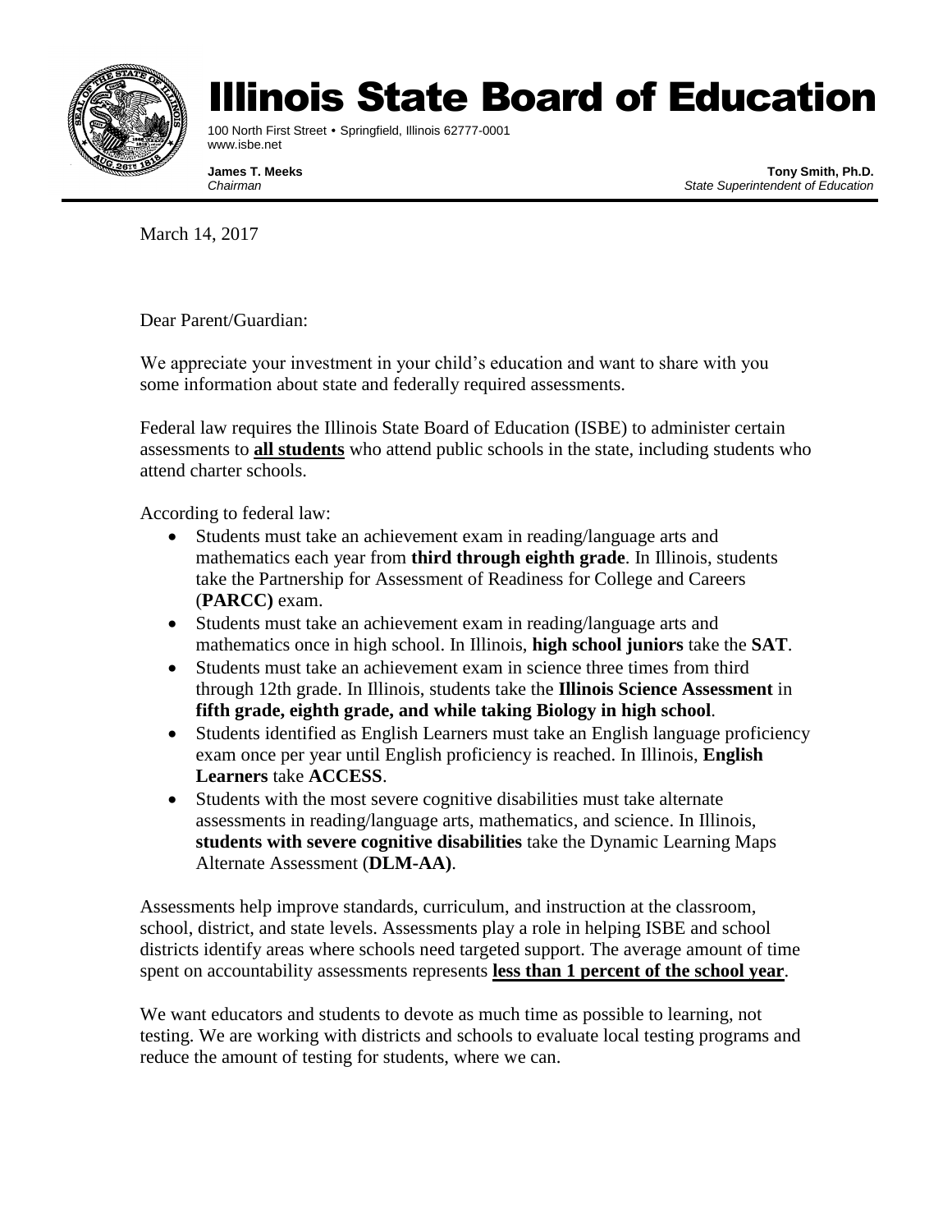# Illinois State Board of Education

100 North First Street • Springfield, Illinois 62777-0001
www.isbe.net

**James T. Meeks**
*Chairman*

**Tony Smith, Ph.D.**
*State Superintendent of Education*

---

March 14, 2017

Dear Parent/Guardian:

We appreciate your investment in your child's education and want to share with you some information about state and federally required assessments.

Federal law requires the Illinois State Board of Education (ISBE) to administer certain assessments to **all students** who attend public schools in the state, including students who attend charter schools.

According to federal law:

- Students must take an achievement exam in reading/language arts and mathematics each year from **third through eighth grade**. In Illinois, students take the Partnership for Assessment of Readiness for College and Careers (**PARCC)** exam.
- Students must take an achievement exam in reading/language arts and mathematics once in high school. In Illinois, **high school juniors** take the **SAT**.
- Students must take an achievement exam in science three times from third through 12th grade. In Illinois, students take the **Illinois Science Assessment** in **fifth grade, eighth grade, and while taking Biology in high school**.
- Students identified as English Learners must take an English language proficiency exam once per year until English proficiency is reached. In Illinois, **English Learners** take **ACCESS**.
- Students with the most severe cognitive disabilities must take alternate assessments in reading/language arts, mathematics, and science. In Illinois, **students with severe cognitive disabilities** take the Dynamic Learning Maps Alternate Assessment (**DLM-AA)**.

Assessments help improve standards, curriculum, and instruction at the classroom, school, district, and state levels. Assessments play a role in helping ISBE and school districts identify areas where schools need targeted support. The average amount of time spent on accountability assessments represents **less than 1 percent of the school year**.

We want educators and students to devote as much time as possible to learning, not testing. We are working with districts and schools to evaluate local testing programs and reduce the amount of testing for students, where we can.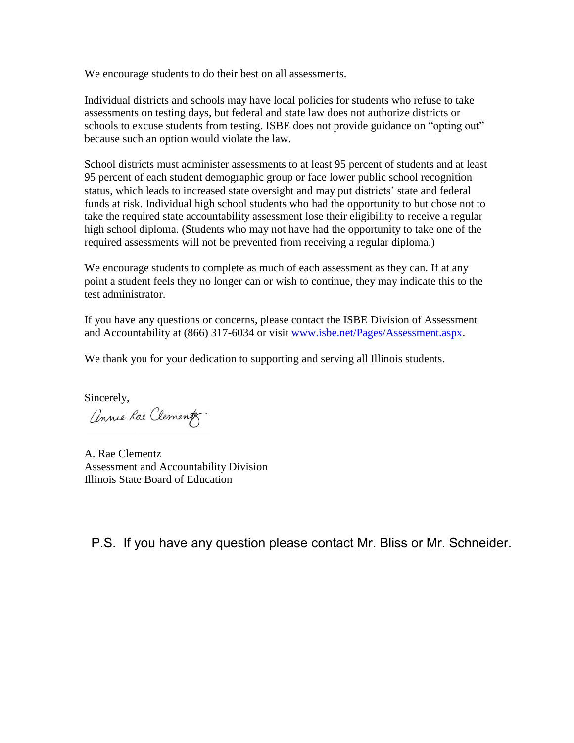We encourage students to do their best on all assessments.

Individual districts and schools may have local policies for students who refuse to take assessments on testing days, but federal and state law does not authorize districts or schools to excuse students from testing. ISBE does not provide guidance on "opting out" because such an option would violate the law.

School districts must administer assessments to at least 95 percent of students and at least 95 percent of each student demographic group or face lower public school recognition status, which leads to increased state oversight and may put districts' state and federal funds at risk. Individual high school students who had the opportunity to but chose not to take the required state accountability assessment lose their eligibility to receive a regular high school diploma. (Students who may not have had the opportunity to take one of the required assessments will not be prevented from receiving a regular diploma.)

We encourage students to complete as much of each assessment as they can. If at any point a student feels they no longer can or wish to continue, they may indicate this to the test administrator.

If you have any questions or concerns, please contact the ISBE Division of Assessment and Accountability at (866) 317-6034 or visit [www.isbe.net/Pages/Assessment.aspx](http://www.isbe.net/Pages/Assessment.aspx).

We thank you for your dedication to supporting and serving all Illinois students.

Sincerely,

*Annie Rae Clementz*

A. Rae Clementz
Assessment and Accountability Division
Illinois State Board of Education

P.S. If you have any question please contact Mr. Bliss or Mr. Schneider.